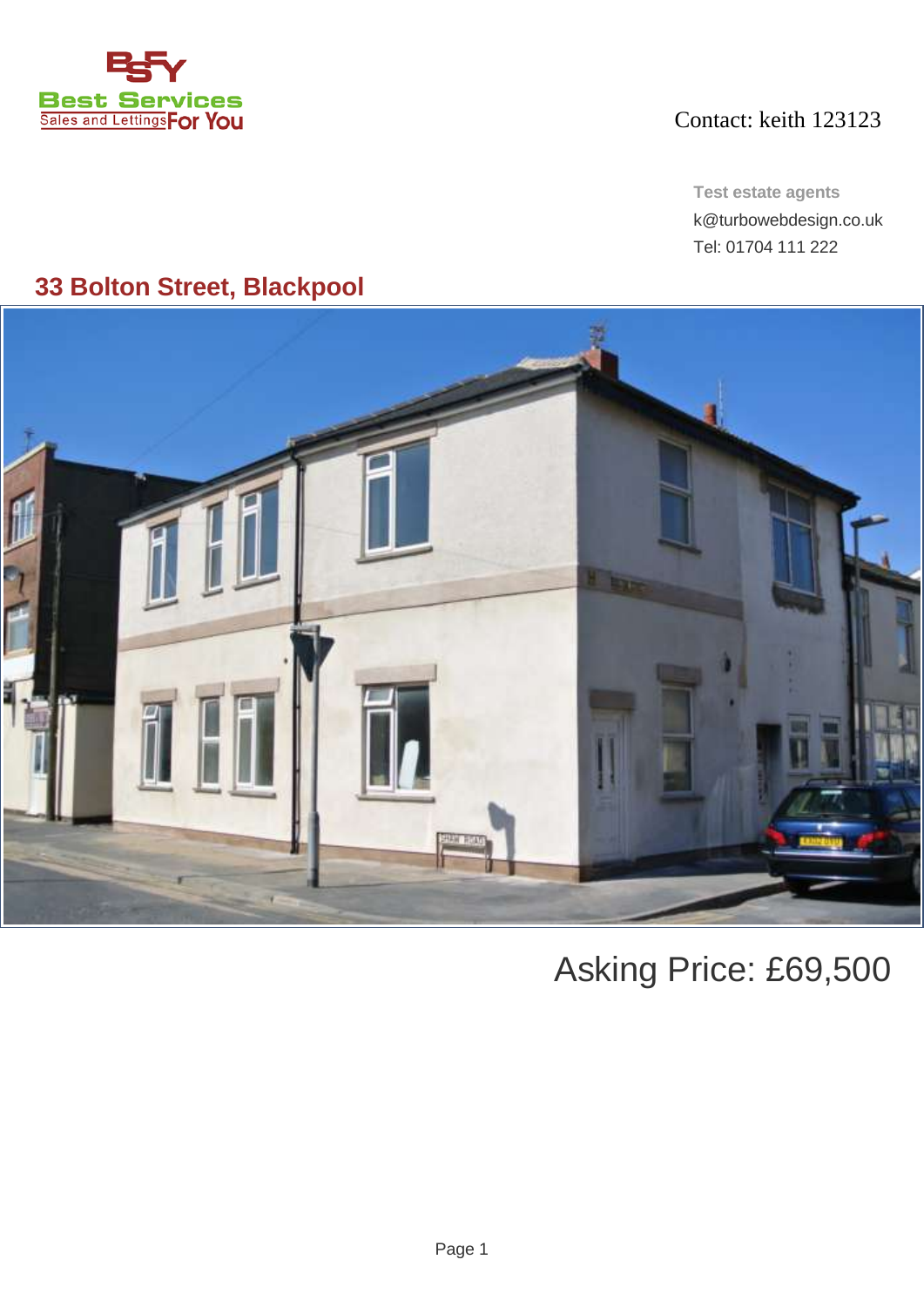Best Services
Sales and Lettings For You

Contact: keith 123123

**Test estate agents**
k@turbowebdesign.co.uk
Tel: 01704 111 222

## 33 Bolton Street, Blackpool

Asking Price: £69,500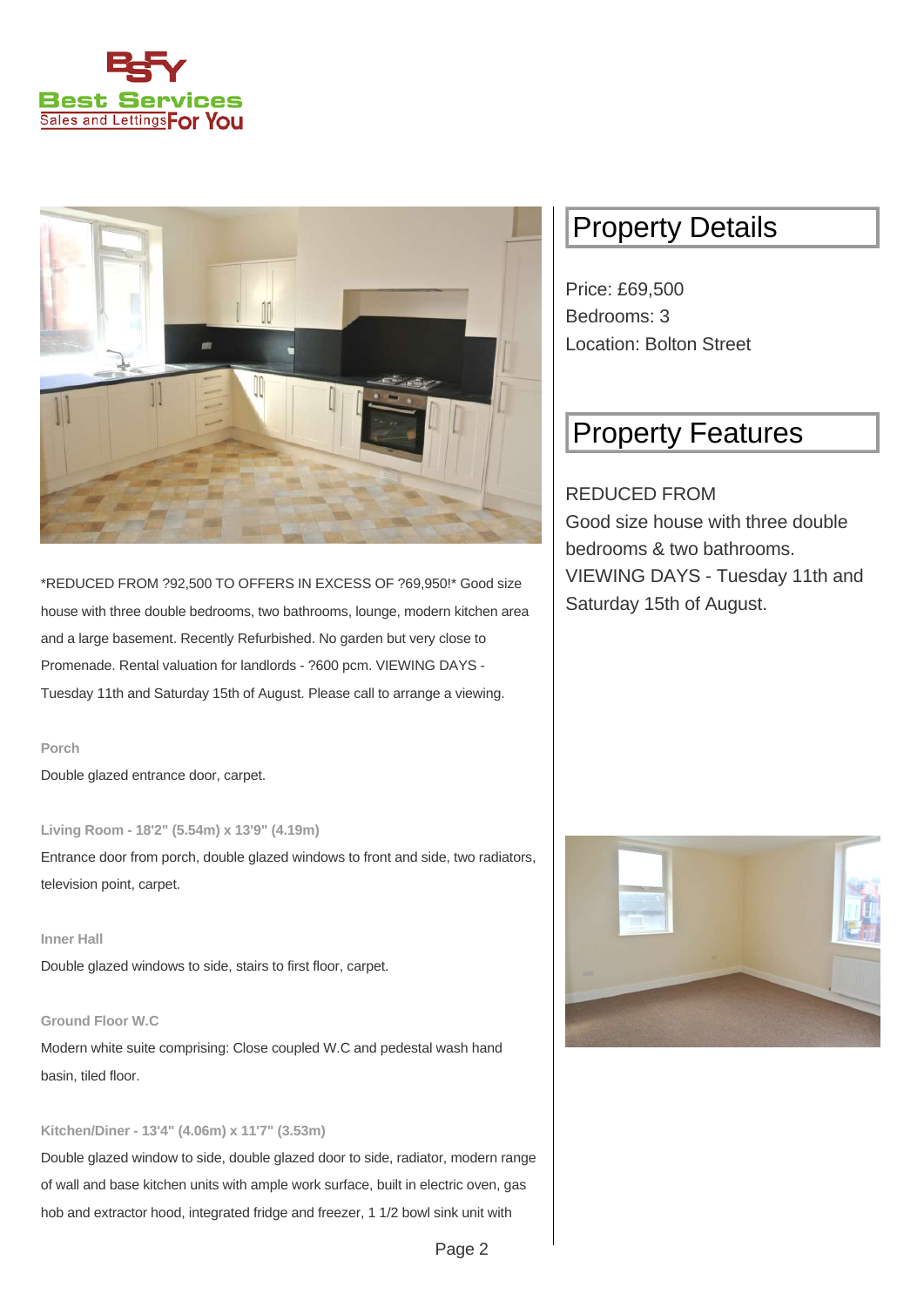Best Services Sales and Lettings For You

*REDUCED FROM ?92,500 TO OFFERS IN EXCESS OF ?69,950!* Good size house with three double bedrooms, two bathrooms, lounge, modern kitchen area and a large basement. Recently Refurbished. No garden but very close to Promenade. Rental valuation for landlords - ?600 pcm. VIEWING DAYS - Tuesday 11th and Saturday 15th of August. Please call to arrange a viewing.

### Porch

Double glazed entrance door, carpet.

### Living Room - 18'2" (5.54m) x 13'9" (4.19m)

Entrance door from porch, double glazed windows to front and side, two radiators, television point, carpet.

### Inner Hall

Double glazed windows to side, stairs to first floor, carpet.

### Ground Floor W.C

Modern white suite comprising: Close coupled W.C and pedestal wash hand basin, tiled floor.

### Kitchen/Diner - 13'4" (4.06m) x 11'7" (3.53m)

Double glazed window to side, double glazed door to side, radiator, modern range of wall and base kitchen units with ample work surface, built in electric oven, gas hob and extractor hood, integrated fridge and freezer, 1 1/2 bowl sink unit with

## Property Details

Price: £69,500
Bedrooms: 3
Location: Bolton Street

## Property Features

REDUCED FROM
Good size house with three double bedrooms & two bathrooms.
VIEWING DAYS - Tuesday 11th and Saturday 15th of August.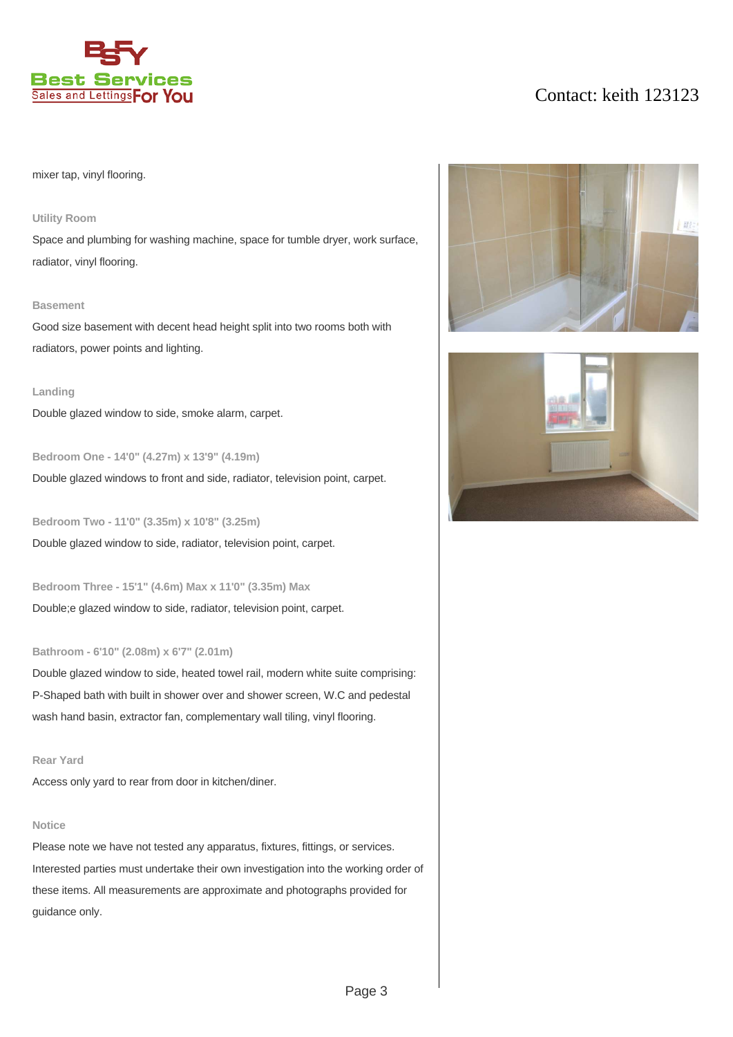mixer tap, vinyl flooring.

### Utility Room

Space and plumbing for washing machine, space for tumble dryer, work surface, radiator, vinyl flooring.

### Basement

Good size basement with decent head height split into two rooms both with radiators, power points and lighting.

### Landing

Double glazed window to side, smoke alarm, carpet.

### Bedroom One - 14'0" (4.27m) x 13'9" (4.19m)

Double glazed windows to front and side, radiator, television point, carpet.

### Bedroom Two - 11'0" (3.35m) x 10'8" (3.25m)

Double glazed window to side, radiator, television point, carpet.

### Bedroom Three - 15'1" (4.6m) Max x 11'0" (3.35m) Max

Double;e glazed window to side, radiator, television point, carpet.

### Bathroom - 6'10" (2.08m) x 6'7" (2.01m)

Double glazed window to side, heated towel rail, modern white suite comprising: P-Shaped bath with built in shower over and shower screen, W.C and pedestal wash hand basin, extractor fan, complementary wall tiling, vinyl flooring.

### Rear Yard

Access only yard to rear from door in kitchen/diner.

### Notice

Please note we have not tested any apparatus, fixtures, fittings, or services. Interested parties must undertake their own investigation into the working order of these items. All measurements are approximate and photographs provided for guidance only.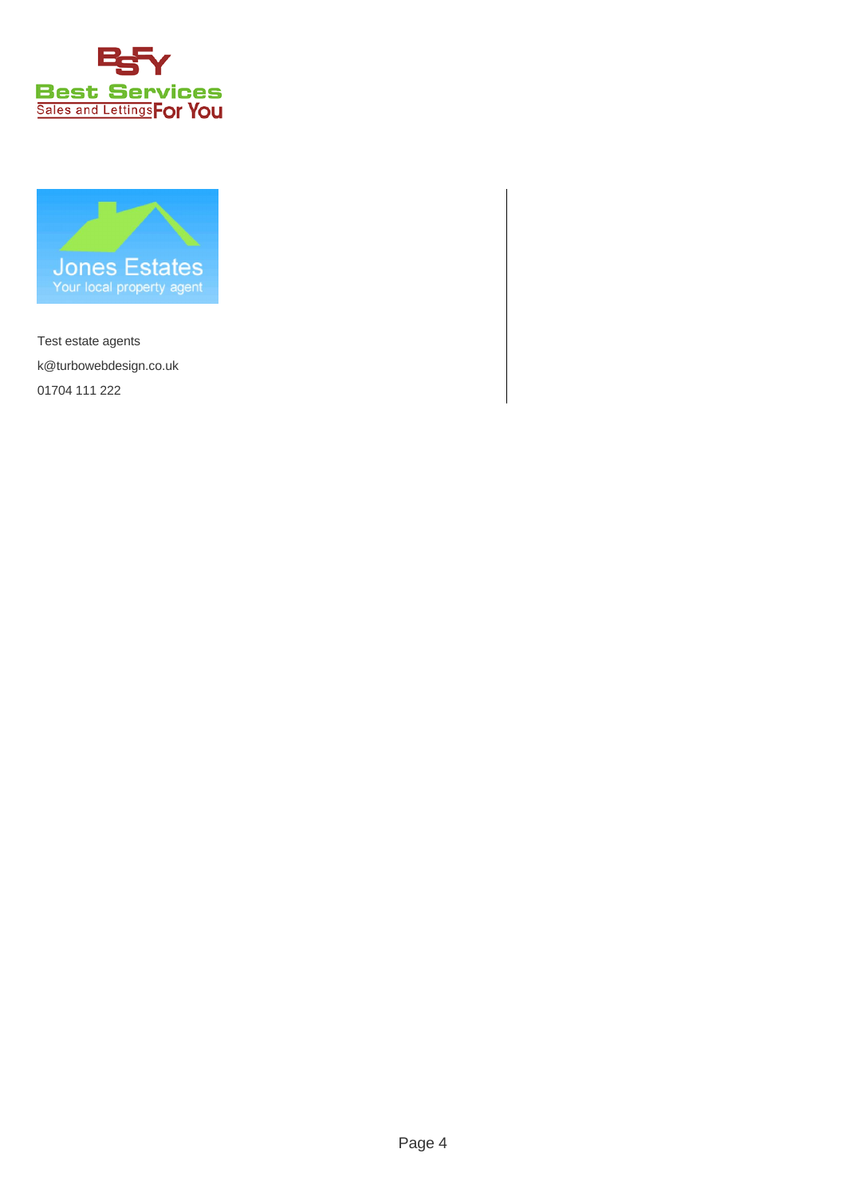Test estate agents

k@turbowebdesign.co.uk

01704 111 222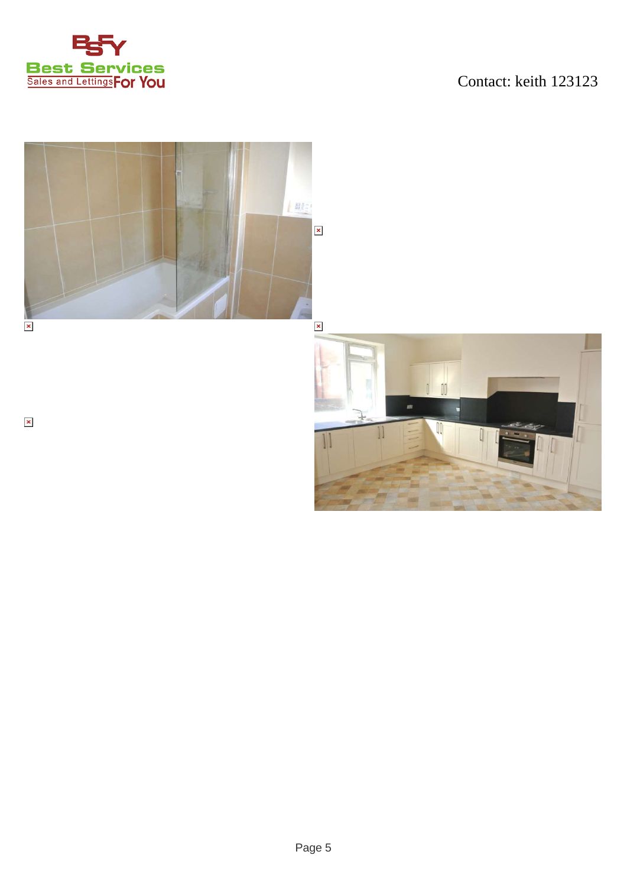Contact: keith 123123